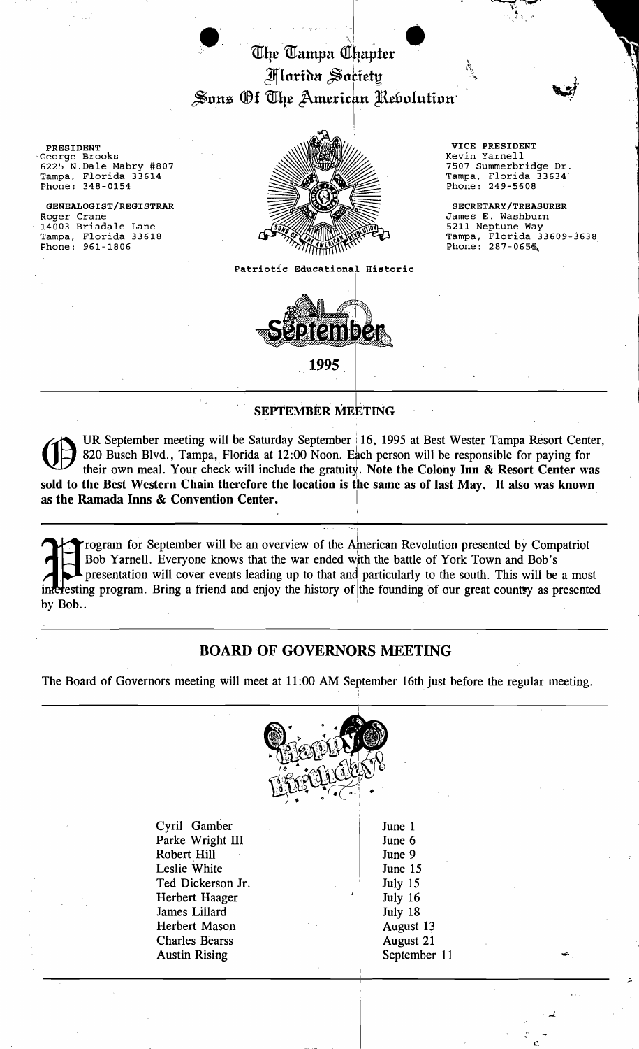# The Tampa Chapter
# Florida Society
# Sons Of The American Revolution

**PRESIDENT**
George Brooks
6225 N.Dale Mabry #807
Tampa, Florida 33614
Phone: 348-0154

**GENEALOGIST/REGISTRAR**
Roger Crane
14003 Briadale Lane
Tampa, Florida 33618
Phone: 961-1806

**VICE PRESIDENT**
Kevin Yarnell
7507 Summerbridge Dr.
Tampa, Florida 33634
Phone: 249-5608

**SECRETARY/TREASURER**
James E. Washburn
5211 Neptune Way
Tampa, Florida 33609-3638
Phone: 287-0655

Patriotic Educational Historic

September

**1995**

## SEPTEMBER MEETING

OUR September meeting will be Saturday September 16, 1995 at Best Wester Tampa Resort Center, 820 Busch Blvd., Tampa, Florida at 12:00 Noon. Each person will be responsible for paying for their own meal. Your check will include the gratuity. **Note the Colony Inn & Resort Center was sold to the Best Western Chain therefore the location is the same as of last May. It also was known as the Ramada Inns & Convention Center.**

Program for September will be an overview of the American Revolution presented by Compatriot Bob Yarnell. Everyone knows that the war ended with the battle of York Town and Bob's presentation will cover events leading up to that and particularly to the south. This will be a most interesting program. Bring a friend and enjoy the history of the founding of our great country as presented by Bob..

## BOARD OF GOVERNORS MEETING

The Board of Governors meeting will meet at 11:00 AM September 16th just before the regular meeting.

Happy Birthday!

| | |
|---|---|
| Cyril Gamber | June 1 |
| Parke Wright III | June 6 |
| Robert Hill | June 9 |
| Leslie White | June 15 |
| Ted Dickerson Jr. | July 15 |
| Herbert Haager | July 16 |
| James Lillard | July 18 |
| Herbert Mason | August 13 |
| Charles Bearss | August 21 |
| Austin Rising | September 11 |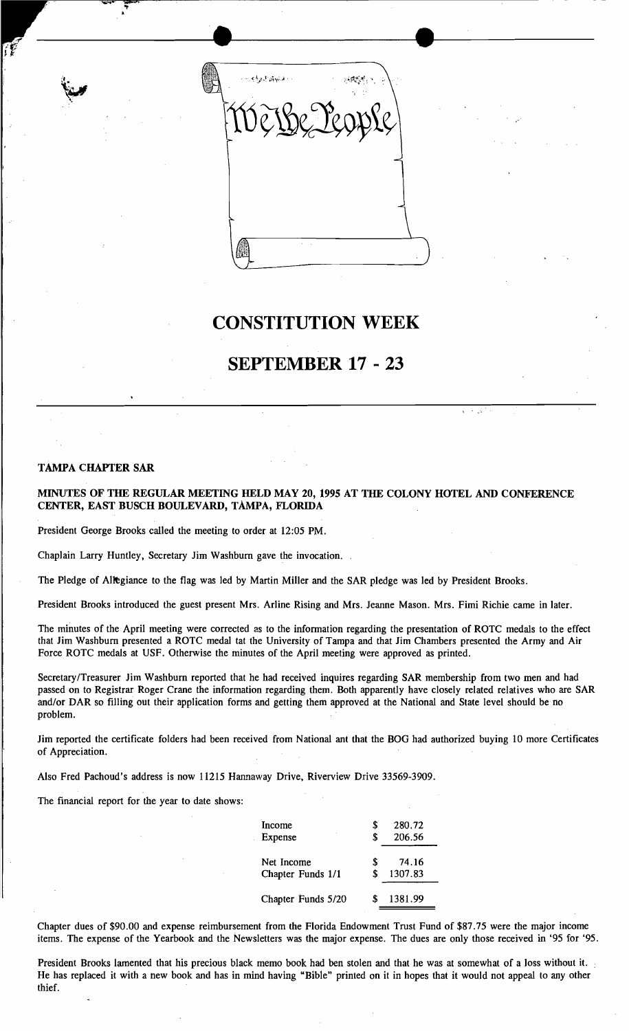We The People

# CONSTITUTION WEEK

## SEPTEMBER 17 - 23

---

**TAMPA CHAPTER SAR**

**MINUTES OF THE REGULAR MEETING HELD MAY 20, 1995 AT THE COLONY HOTEL AND CONFERENCE CENTER, EAST BUSCH BOULEVARD, TAMPA, FLORIDA**

President George Brooks called the meeting to order at 12:05 PM.

Chaplain Larry Huntley, Secretary Jim Washburn gave the invocation.

The Pledge of Allegiance to the flag was led by Martin Miller and the SAR pledge was led by President Brooks.

President Brooks introduced the guest present Mrs. Arline Rising and Mrs. Jeanne Mason. Mrs. Fimi Richie came in later.

The minutes of the April meeting were corrected as to the information regarding the presentation of ROTC medals to the effect that Jim Washburn presented a ROTC medal tat the University of Tampa and that Jim Chambers presented the Army and Air Force ROTC medals at USF. Otherwise the minutes of the April meeting were approved as printed.

Secretary/Treasurer Jim Washburn reported that he had received inquires regarding SAR membership from two men and had passed on to Registrar Roger Crane the information regarding them. Both apparently have closely related relatives who are SAR and/or DAR so filling out their application forms and getting them approved at the National and State level should be no problem.

Jim reported the certificate folders had been received from National ant that the BOG had authorized buying 10 more Certificates of Appreciation.

Also Fred Pachoud's address is now 11215 Hannaway Drive, Riverview Drive 33569-3909.

The financial report for the year to date shows:

| | |
|---|---|
| Income | $ 280.72 |
| Expense | $ 206.56 |
| Net Income | $ 74.16 |
| Chapter Funds 1/1 | $ 1307.83 |
| Chapter Funds 5/20 | $ 1381.99 |

Chapter dues of $90.00 and expense reimbursement from the Florida Endowment Trust Fund of $87.75 were the major income items. The expense of the Yearbook and the Newsletters was the major expense. The dues are only those received in '95 for '95.

President Brooks lamented that his precious black memo book had ben stolen and that he was at somewhat of a loss without it. He has replaced it with a new book and has in mind having "Bible" printed on it in hopes that it would not appeal to any other thief.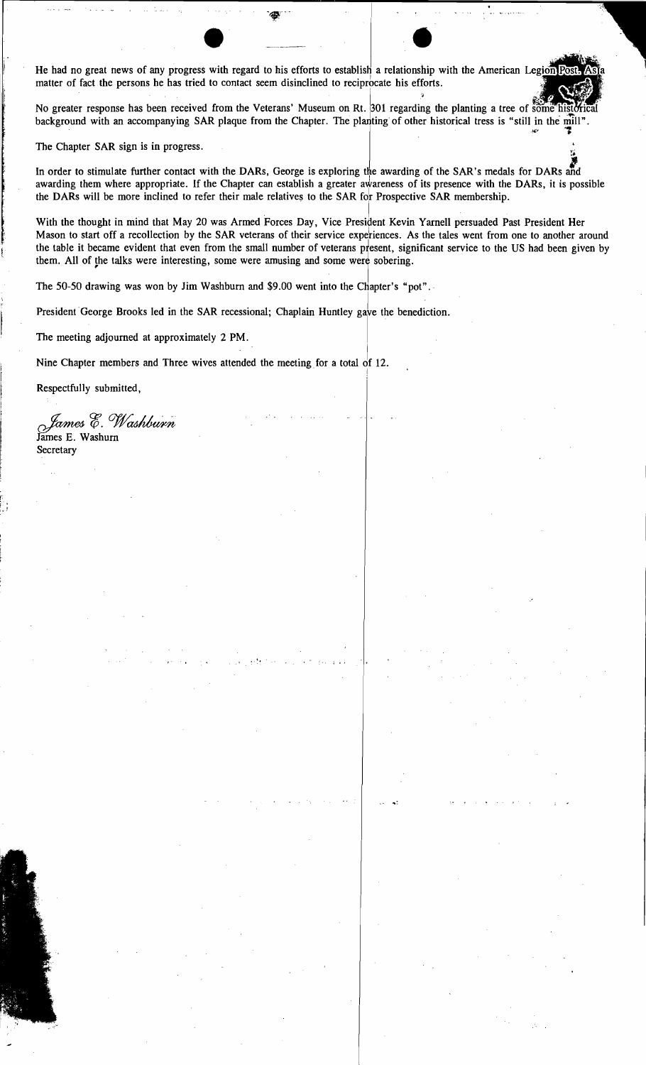He had no great news of any progress with regard to his efforts to establish a relationship with the American Legion Post. As a matter of fact the persons he has tried to contact seem disinclined to reciprocate his efforts.

No greater response has been received from the Veterans' Museum on Rt. 301 regarding the planting a tree of some historical background with an accompanying SAR plaque from the Chapter. The planting of other historical tress is "still in the mill".

The Chapter SAR sign is in progress.

In order to stimulate further contact with the DARs, George is exploring the awarding of the SAR's medals for DARs and awarding them where appropriate. If the Chapter can establish a greater awareness of its presence with the DARs, it is possible the DARs will be more inclined to refer their male relatives to the SAR for Prospective SAR membership.

With the thought in mind that May 20 was Armed Forces Day, Vice President Kevin Yarnell persuaded Past President Her Mason to start off a recollection by the SAR veterans of their service experiences. As the tales went from one to another around the table it became evident that even from the small number of veterans present, significant service to the US had been given by them. All of the talks were interesting, some were amusing and some were sobering.

The 50-50 drawing was won by Jim Washburn and $9.00 went into the Chapter's "pot".

President George Brooks led in the SAR recessional; Chaplain Huntley gave the benediction.

The meeting adjourned at approximately 2 PM.

Nine Chapter members and Three wives attended the meeting for a total of 12.

Respectfully submitted,

*James E. Washburn*
James E. Washurn
Secretary